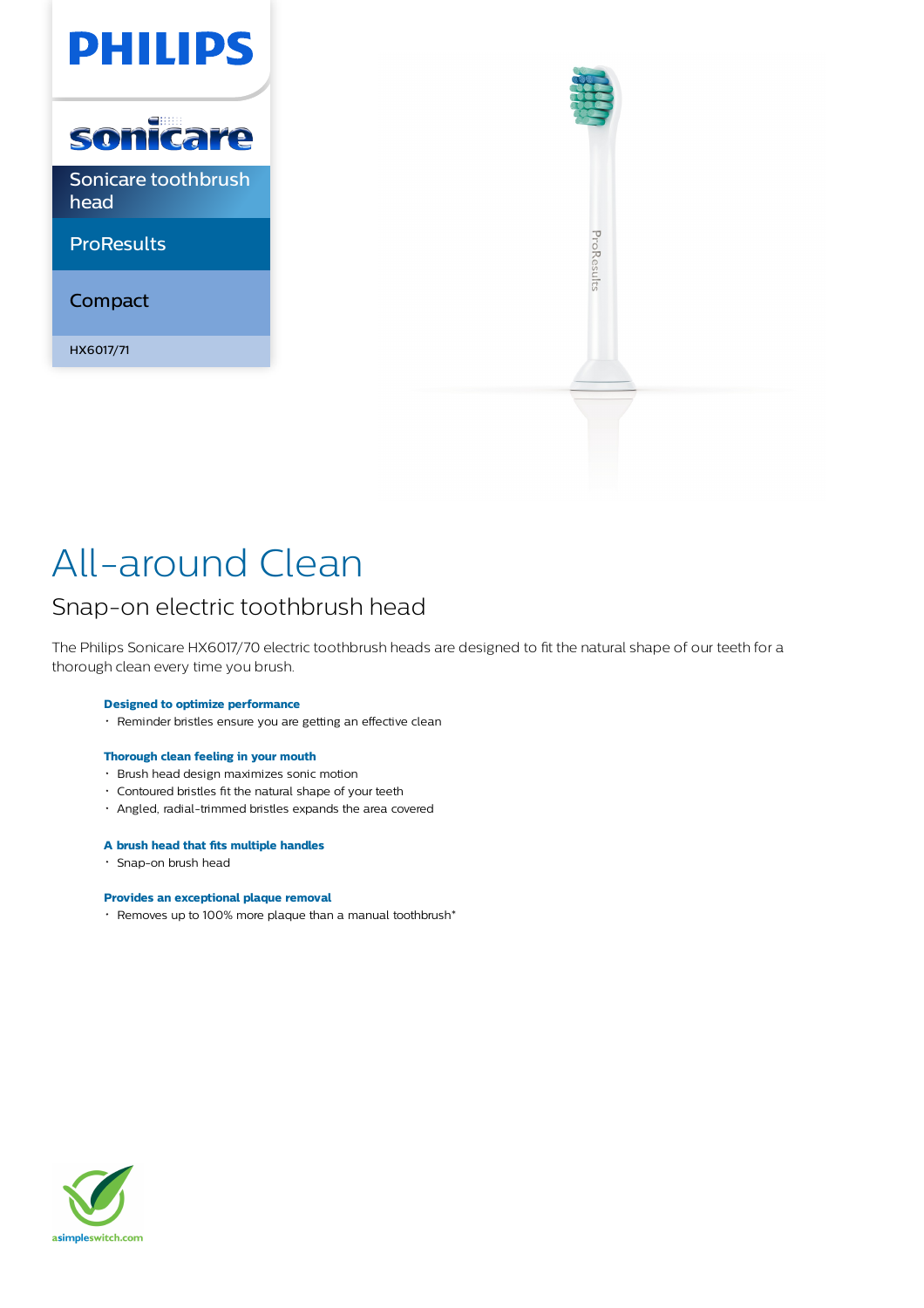PHILIPS

sonicare

Sonicare toothbrush head

ProResults

Compact

HX6017/71

# All-around Clean

## Snap-on electric toothbrush head

The Philips Sonicare HX6017/70 electric toothbrush heads are designed to fit the natural shape of our teeth for a thorough clean every time you brush.

**Designed to optimize performance**

- Reminder bristles ensure you are getting an effective clean

**Thorough clean feeling in your mouth**

- Brush head design maximizes sonic motion
- Contoured bristles fit the natural shape of your teeth
- Angled, radial-trimmed bristles expands the area covered

**A brush head that fits multiple handles**

- Snap-on brush head

**Provides an exceptional plaque removal**

- Removes up to 100% more plaque than a manual toothbrush*

asimpleswitch.com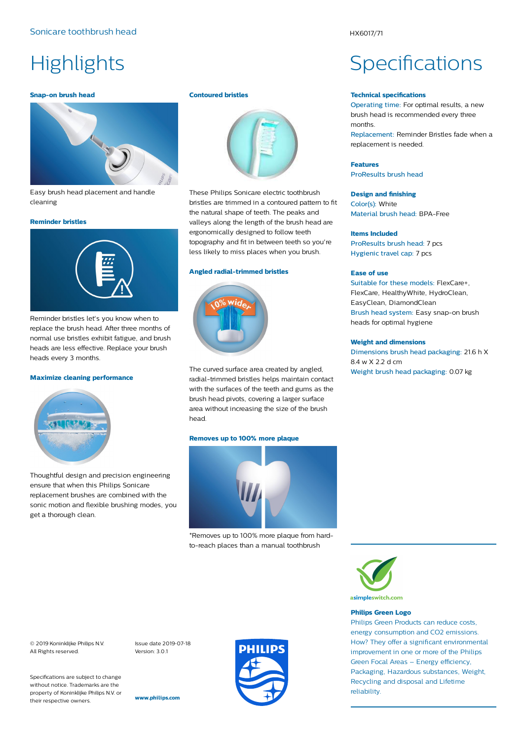Sonicare toothbrush head

HX6017/71

# Highlights

### Snap-on brush head

Easy brush head placement and handle cleaning

### Reminder bristles

Reminder bristles let's you know when to replace the brush head. After three months of normal use bristles exhibit fatigue, and brush heads are less effective. Replace your brush heads every 3 months.

### Maximize cleaning performance

Thoughtful design and precision engineering ensure that when this Philips Sonicare replacement brushes are combined with the sonic motion and flexible brushing modes, you get a thorough clean.

### Contoured bristles

These Philips Sonicare electric toothbrush bristles are trimmed in a contoured pattern to fit the natural shape of teeth. The peaks and valleys along the length of the brush head are ergonomically designed to follow teeth topography and fit in between teeth so you're less likely to miss places when you brush.

### Angled radial-trimmed bristles

The curved surface area created by angled, radial-trimmed bristles helps maintain contact with the surfaces of the teeth and gums as the brush head pivots, covering a larger surface area without increasing the size of the brush head.

### Removes up to 100% more plaque

*Removes up to 100% more plaque from hard-to-reach places than a manual toothbrush

# Specifications

### Technical specifications

- Operating time: For optimal results, a new brush head is recommended every three months.
- Replacement: Reminder Bristles fade when a replacement is needed.

### Features

- ProResults brush head

### Design and finishing

- Color(s): White
- Material brush head: BPA-Free

### Items Included

- ProResults brush head: 7 pcs
- Hygienic travel cap: 7 pcs

### Ease of use

- Suitable for these models: FlexCare+, FlexCare, HealthyWhite, HydroClean, EasyClean, DiamondClean
- Brush head system: Easy snap-on brush heads for optimal hygiene

### Weight and dimensions

- Dimensions brush head packaging: 21.6 h X 8.4 w X 2.2 d cm
- Weight brush head packaging: 0.07 kg

asimpleswitch.com

### Philips Green Logo

Philips Green Products can reduce costs, energy consumption and CO2 emissions. How? They offer a significant environmental improvement in one or more of the Philips Green Focal Areas – Energy efficiency, Packaging, Hazardous substances, Weight, Recycling and disposal and Lifetime reliability.

© 2019 Koninklijke Philips N.V.
All Rights reserved.

Specifications are subject to change without notice. Trademarks are the property of Koninklijke Philips N.V. or their respective owners.

Issue date 2019-07-18
Version: 3.0.1

www.philips.com

PHILIPS